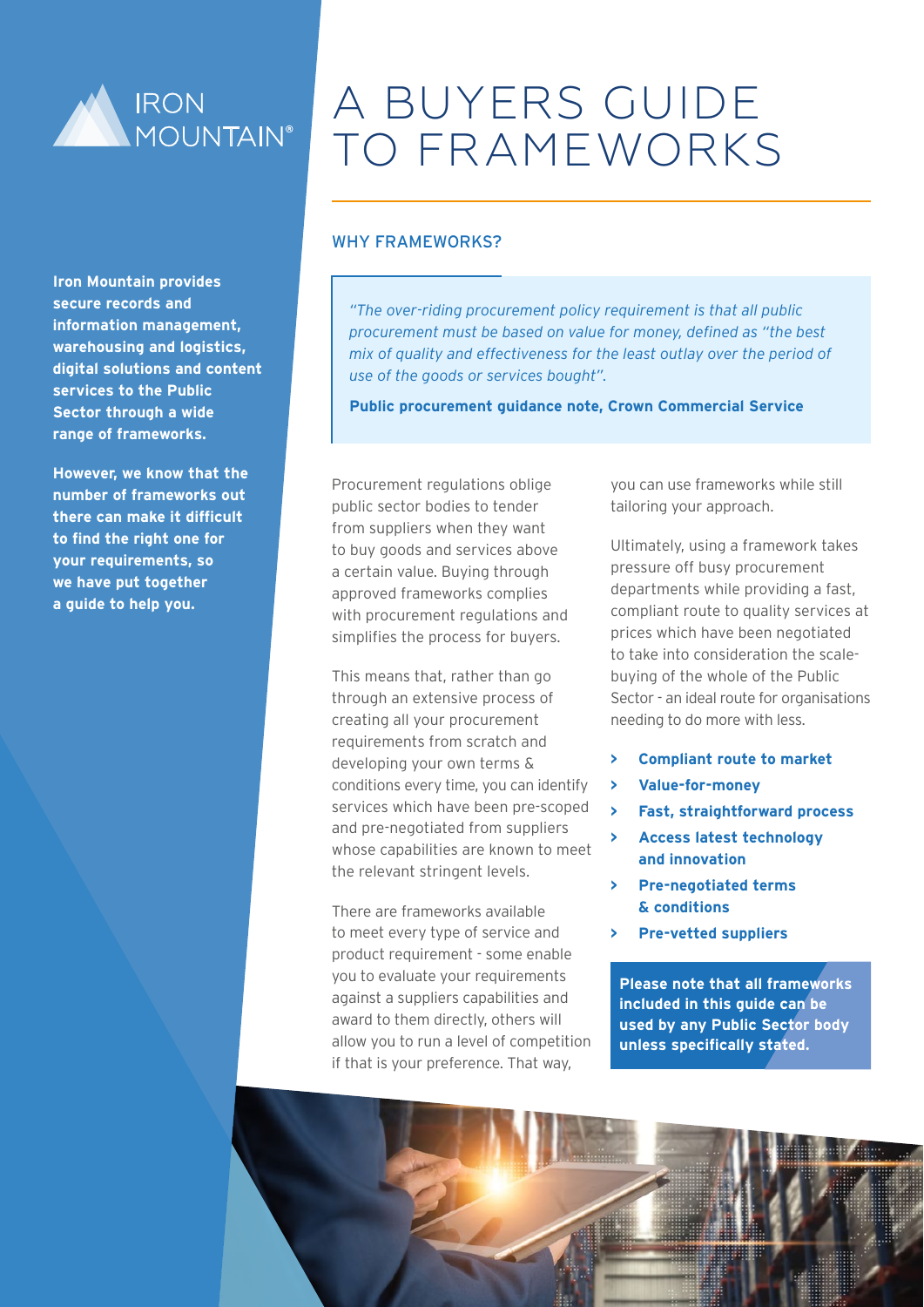IRON MOUNTAIN®

# A BUYERS GUIDE TO FRAMEWORKS

**Iron Mountain provides secure records and information management, warehousing and logistics, digital solutions and content services to the Public Sector through a wide range of frameworks.**

**However, we know that the number of frameworks out there can make it difficult to find the right one for your requirements, so we have put together a guide to help you.**

## WHY FRAMEWORKS?

> *"The over-riding procurement policy requirement is that all public procurement must be based on value for money, defined as "the best mix of quality and effectiveness for the least outlay over the period of use of the goods or services bought".*
>
> **Public procurement guidance note, Crown Commercial Service**

Procurement regulations oblige public sector bodies to tender from suppliers when they want to buy goods and services above a certain value. Buying through approved frameworks complies with procurement regulations and simplifies the process for buyers.

This means that, rather than go through an extensive process of creating all your procurement requirements from scratch and developing your own terms & conditions every time, you can identify services which have been pre-scoped and pre-negotiated from suppliers whose capabilities are known to meet the relevant stringent levels.

There are frameworks available to meet every type of service and product requirement - some enable you to evaluate your requirements against a suppliers capabilities and award to them directly, others will allow you to run a level of competition if that is your preference. That way, you can use frameworks while still tailoring your approach.

Ultimately, using a framework takes pressure off busy procurement departments while providing a fast, compliant route to quality services at prices which have been negotiated to take into consideration the scale-buying of the whole of the Public Sector - an ideal route for organisations needing to do more with less.

- **Compliant route to market**
- **Value-for-money**
- **Fast, straightforward process**
- **Access latest technology and innovation**
- **Pre-negotiated terms & conditions**
- **Pre-vetted suppliers**

**Please note that all frameworks included in this guide can be used by any Public Sector body unless specifically stated.**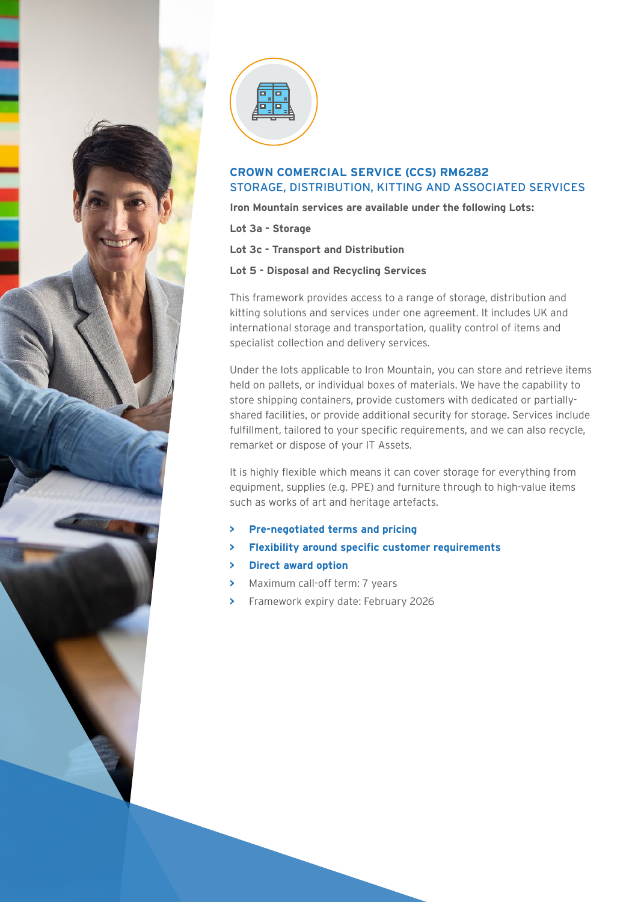## CROWN COMERCIAL SERVICE (CCS) RM6282
### STORAGE, DISTRIBUTION, KITTING AND ASSOCIATED SERVICES

**Iron Mountain services are available under the following Lots:**

**Lot 3a - Storage**

**Lot 3c - Transport and Distribution**

**Lot 5 - Disposal and Recycling Services**

This framework provides access to a range of storage, distribution and kitting solutions and services under one agreement. It includes UK and international storage and transportation, quality control of items and specialist collection and delivery services.

Under the lots applicable to Iron Mountain, you can store and retrieve items held on pallets, or individual boxes of materials. We have the capability to store shipping containers, provide customers with dedicated or partially-shared facilities, or provide additional security for storage. Services include fulfillment, tailored to your specific requirements, and we can also recycle, remarket or dispose of your IT Assets.

It is highly flexible which means it can cover storage for everything from equipment, supplies (e.g. PPE) and furniture through to high-value items such as works of art and heritage artefacts.

- **Pre-negotiated terms and pricing**
- **Flexibility around specific customer requirements**
- **Direct award option**
- Maximum call-off term: 7 years
- Framework expiry date: February 2026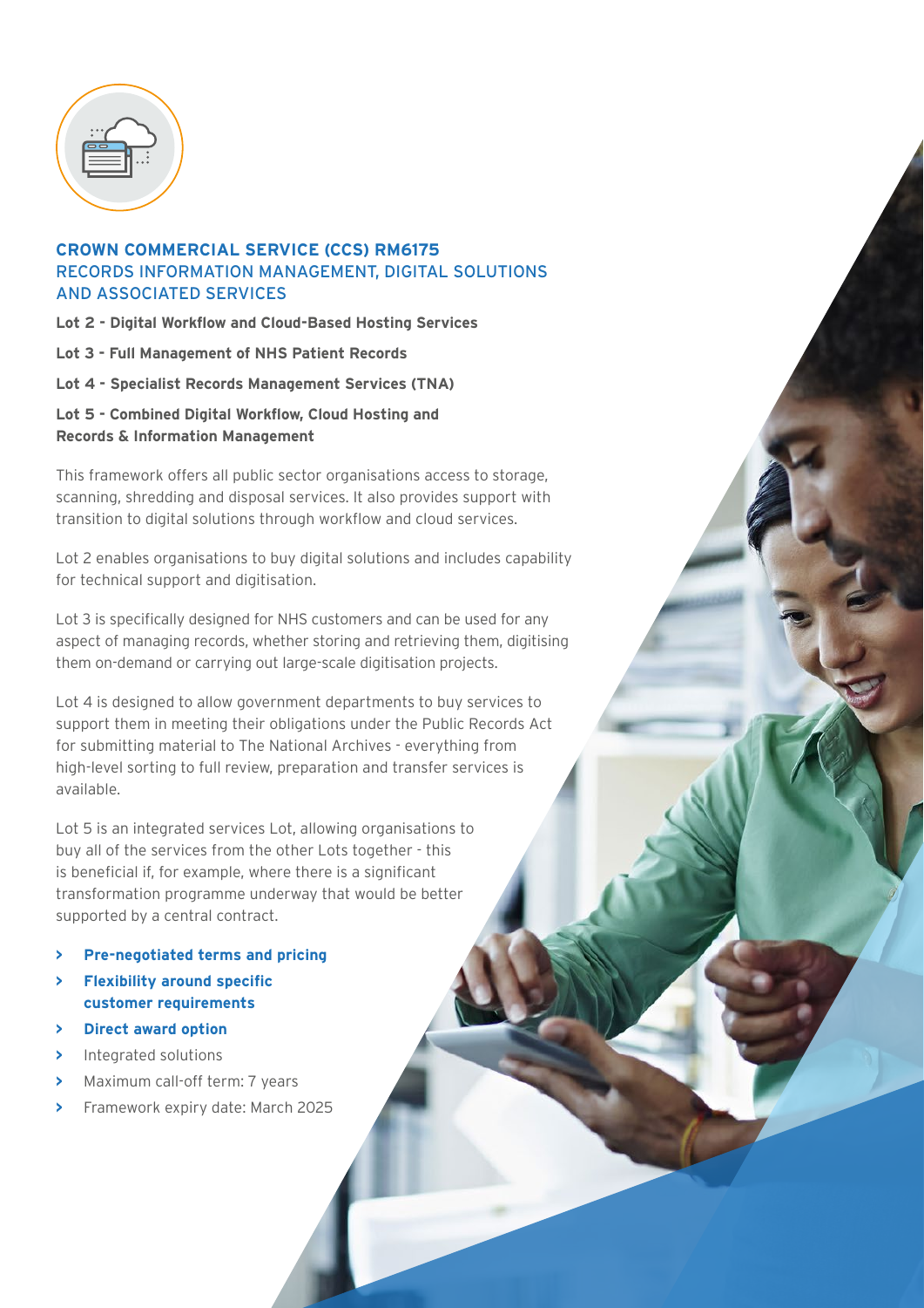## CROWN COMMERCIAL SERVICE (CCS) RM6175
## RECORDS INFORMATION MANAGEMENT, DIGITAL SOLUTIONS AND ASSOCIATED SERVICES

**Lot 2 - Digital Workflow and Cloud-Based Hosting Services**

**Lot 3 - Full Management of NHS Patient Records**

**Lot 4 - Specialist Records Management Services (TNA)**

**Lot 5 - Combined Digital Workflow, Cloud Hosting and Records & Information Management**

This framework offers all public sector organisations access to storage, scanning, shredding and disposal services. It also provides support with transition to digital solutions through workflow and cloud services.

Lot 2 enables organisations to buy digital solutions and includes capability for technical support and digitisation.

Lot 3 is specifically designed for NHS customers and can be used for any aspect of managing records, whether storing and retrieving them, digitising them on-demand or carrying out large-scale digitisation projects.

Lot 4 is designed to allow government departments to buy services to support them in meeting their obligations under the Public Records Act for submitting material to The National Archives - everything from high-level sorting to full review, preparation and transfer services is available.

Lot 5 is an integrated services Lot, allowing organisations to buy all of the services from the other Lots together - this is beneficial if, for example, where there is a significant transformation programme underway that would be better supported by a central contract.

- **Pre-negotiated terms and pricing**
- **Flexibility around specific customer requirements**
- **Direct award option**
- Integrated solutions
- Maximum call-off term: 7 years
- Framework expiry date: March 2025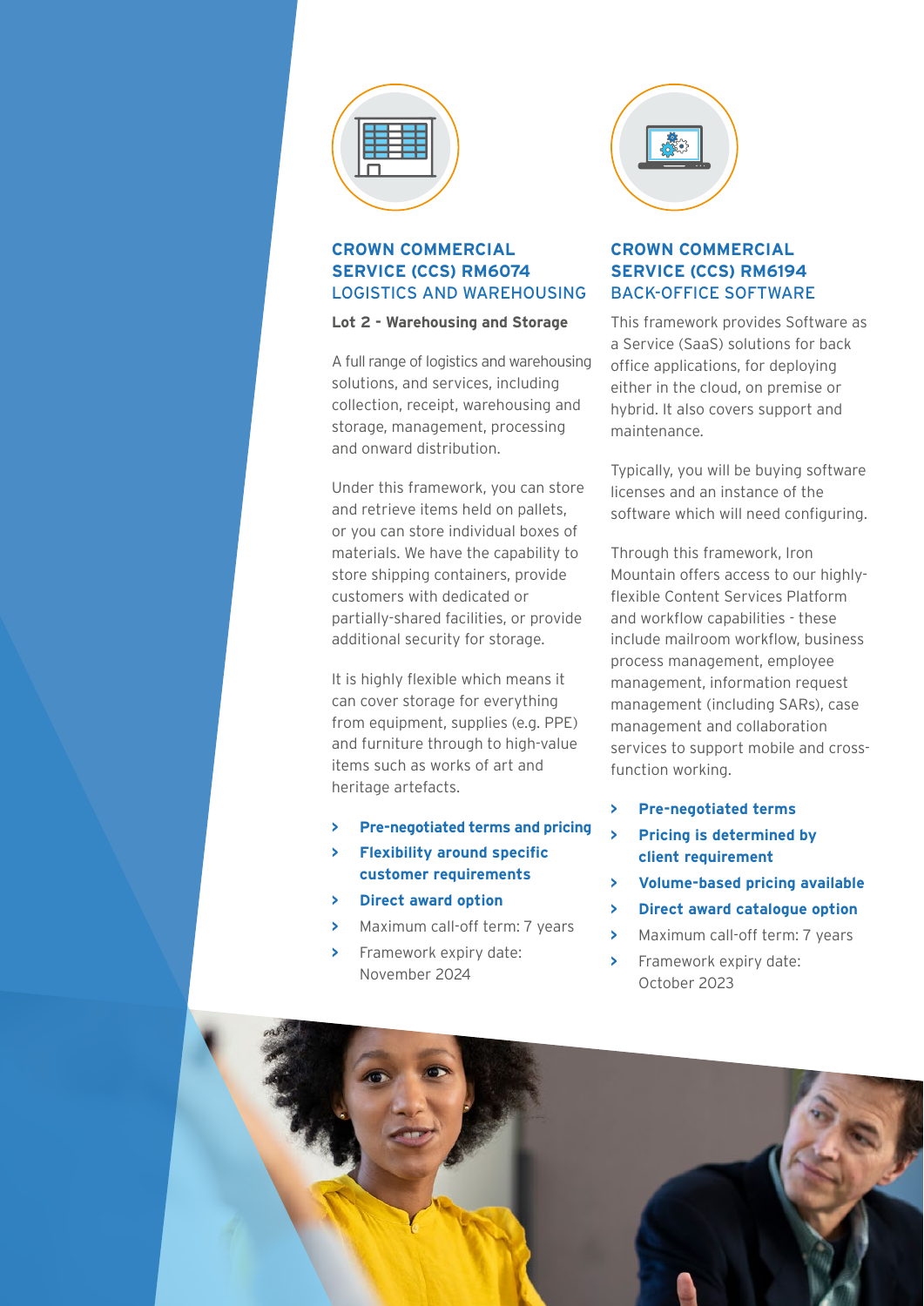## CROWN COMMERCIAL SERVICE (CCS) RM6074 LOGISTICS AND WAREHOUSING

**Lot 2 - Warehousing and Storage**

A full range of logistics and warehousing solutions, and services, including collection, receipt, warehousing and storage, management, processing and onward distribution.

Under this framework, you can store and retrieve items held on pallets, or you can store individual boxes of materials. We have the capability to store shipping containers, provide customers with dedicated or partially-shared facilities, or provide additional security for storage.

It is highly flexible which means it can cover storage for everything from equipment, supplies (e.g. PPE) and furniture through to high-value items such as works of art and heritage artefacts.

- **Pre-negotiated terms and pricing**
- **Flexibility around specific customer requirements**
- **Direct award option**
- Maximum call-off term: 7 years
- Framework expiry date: November 2024

## CROWN COMMERCIAL SERVICE (CCS) RM6194 BACK-OFFICE SOFTWARE

This framework provides Software as a Service (SaaS) solutions for back office applications, for deploying either in the cloud, on premise or hybrid. It also covers support and maintenance.

Typically, you will be buying software licenses and an instance of the software which will need configuring.

Through this framework, Iron Mountain offers access to our highly-flexible Content Services Platform and workflow capabilities - these include mailroom workflow, business process management, employee management, information request management (including SARs), case management and collaboration services to support mobile and cross-function working.

- **Pre-negotiated terms**
- **Pricing is determined by client requirement**
- **Volume-based pricing available**
- **Direct award catalogue option**
- Maximum call-off term: 7 years
- Framework expiry date: October 2023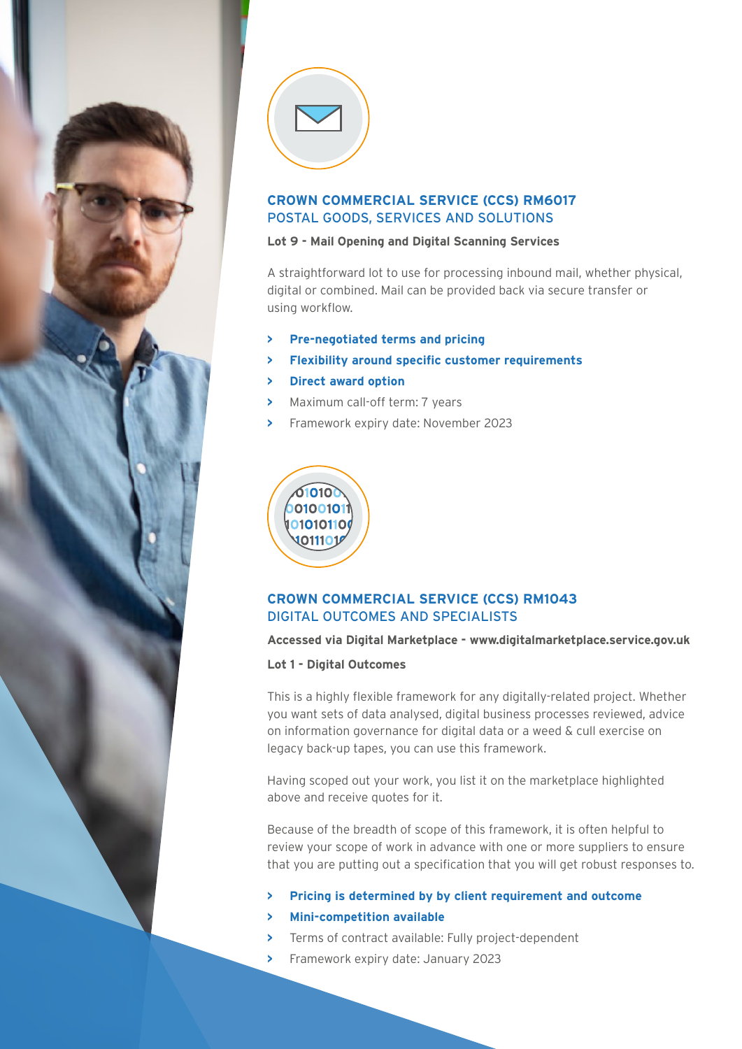## CROWN COMMERCIAL SERVICE (CCS) RM6017
## POSTAL GOODS, SERVICES AND SOLUTIONS

**Lot 9 - Mail Opening and Digital Scanning Services**

A straightforward lot to use for processing inbound mail, whether physical, digital or combined. Mail can be provided back via secure transfer or using workflow.

- **Pre-negotiated terms and pricing**
- **Flexibility around specific customer requirements**
- **Direct award option**
- Maximum call-off term: 7 years
- Framework expiry date: November 2023

## CROWN COMMERCIAL SERVICE (CCS) RM1043
## DIGITAL OUTCOMES AND SPECIALISTS

**Accessed via Digital Marketplace - www.digitalmarketplace.service.gov.uk**

**Lot 1 - Digital Outcomes**

This is a highly flexible framework for any digitally-related project. Whether you want sets of data analysed, digital business processes reviewed, advice on information governance for digital data or a weed & cull exercise on legacy back-up tapes, you can use this framework.

Having scoped out your work, you list it on the marketplace highlighted above and receive quotes for it.

Because of the breadth of scope of this framework, it is often helpful to review your scope of work in advance with one or more suppliers to ensure that you are putting out a specification that you will get robust responses to.

- **Pricing is determined by by client requirement and outcome**
- **Mini-competition available**
- Terms of contract available: Fully project-dependent
- Framework expiry date: January 2023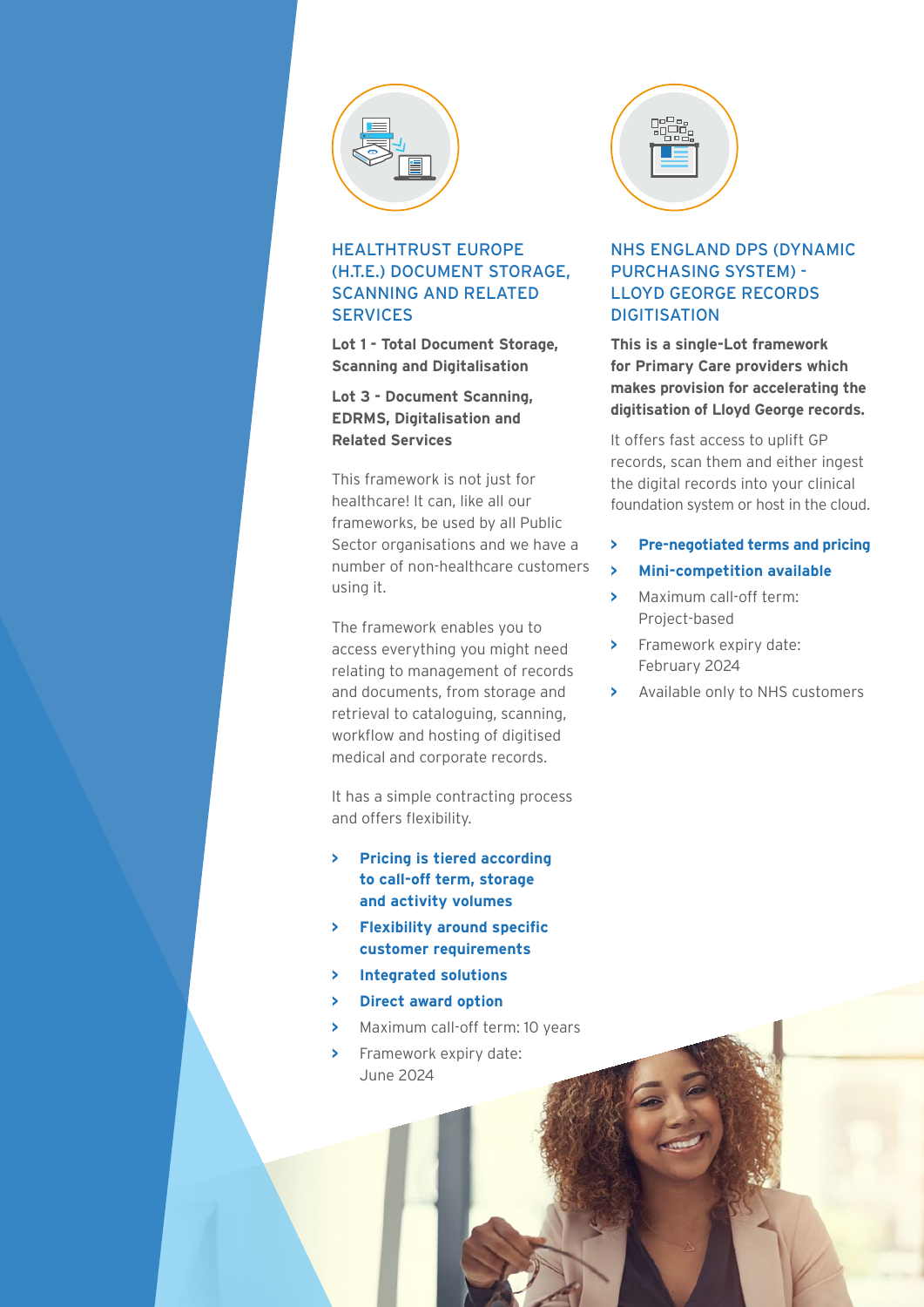## HEALTHTRUST EUROPE (H.T.E.) DOCUMENT STORAGE, SCANNING AND RELATED SERVICES

**Lot 1 - Total Document Storage, Scanning and Digitalisation**

**Lot 3 - Document Scanning, EDRMS, Digitalisation and Related Services**

This framework is not just for healthcare! It can, like all our frameworks, be used by all Public Sector organisations and we have a number of non-healthcare customers using it.

The framework enables you to access everything you might need relating to management of records and documents, from storage and retrieval to cataloguing, scanning, workflow and hosting of digitised medical and corporate records.

It has a simple contracting process and offers flexibility.

- **Pricing is tiered according to call-off term, storage and activity volumes**
- **Flexibility around specific customer requirements**
- **Integrated solutions**
- **Direct award option**
- Maximum call-off term: 10 years
- Framework expiry date: June 2024

## NHS ENGLAND DPS (DYNAMIC PURCHASING SYSTEM) - LLOYD GEORGE RECORDS DIGITISATION

**This is a single-Lot framework for Primary Care providers which makes provision for accelerating the digitisation of Lloyd George records.**

It offers fast access to uplift GP records, scan them and either ingest the digital records into your clinical foundation system or host in the cloud.

- **Pre-negotiated terms and pricing**
- **Mini-competition available**
- Maximum call-off term: Project-based
- Framework expiry date: February 2024
- Available only to NHS customers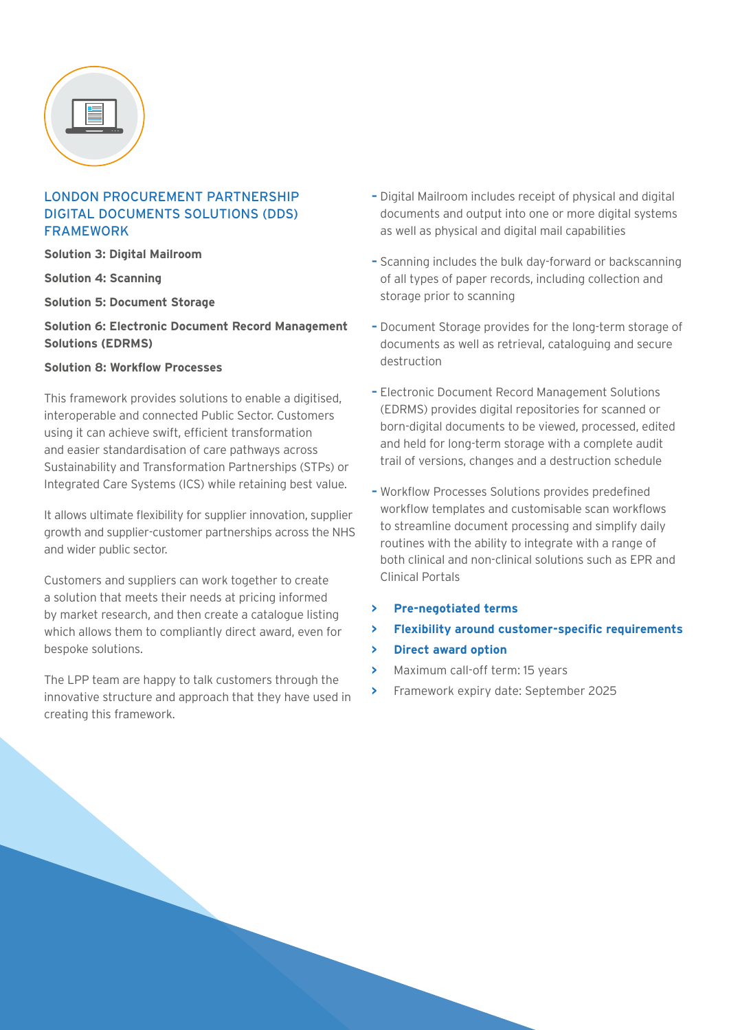## LONDON PROCUREMENT PARTNERSHIP DIGITAL DOCUMENTS SOLUTIONS (DDS) FRAMEWORK

**Solution 3: Digital Mailroom**

**Solution 4: Scanning**

**Solution 5: Document Storage**

**Solution 6: Electronic Document Record Management Solutions (EDRMS)**

**Solution 8: Workflow Processes**

This framework provides solutions to enable a digitised, interoperable and connected Public Sector. Customers using it can achieve swift, efficient transformation and easier standardisation of care pathways across Sustainability and Transformation Partnerships (STPs) or Integrated Care Systems (ICS) while retaining best value.

It allows ultimate flexibility for supplier innovation, supplier growth and supplier-customer partnerships across the NHS and wider public sector.

Customers and suppliers can work together to create a solution that meets their needs at pricing informed by market research, and then create a catalogue listing which allows them to compliantly direct award, even for bespoke solutions.

The LPP team are happy to talk customers through the innovative structure and approach that they have used in creating this framework.

- Digital Mailroom includes receipt of physical and digital documents and output into one or more digital systems as well as physical and digital mail capabilities
- Scanning includes the bulk day-forward or backscanning of all types of paper records, including collection and storage prior to scanning
- Document Storage provides for the long-term storage of documents as well as retrieval, cataloguing and secure destruction
- Electronic Document Record Management Solutions (EDRMS) provides digital repositories for scanned or born-digital documents to be viewed, processed, edited and held for long-term storage with a complete audit trail of versions, changes and a destruction schedule
- Workflow Processes Solutions provides predefined workflow templates and customisable scan workflows to streamline document processing and simplify daily routines with the ability to integrate with a range of both clinical and non-clinical solutions such as EPR and Clinical Portals

- **Pre-negotiated terms**
- **Flexibility around customer-specific requirements**
- **Direct award option**
- Maximum call-off term: 15 years
- Framework expiry date: September 2025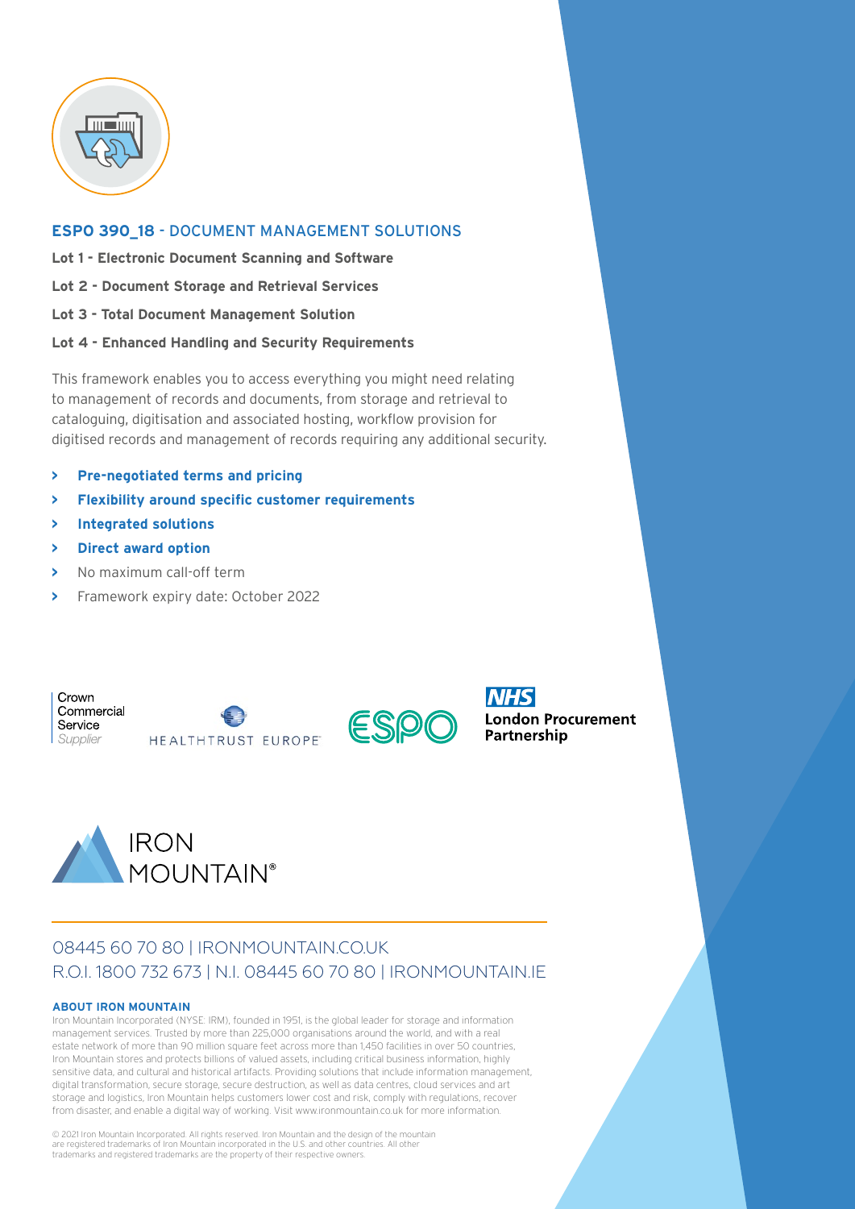## **ESPO 390_18** - DOCUMENT MANAGEMENT SOLUTIONS

**Lot 1 - Electronic Document Scanning and Software**

**Lot 2 - Document Storage and Retrieval Services**

**Lot 3 - Total Document Management Solution**

**Lot 4 - Enhanced Handling and Security Requirements**

This framework enables you to access everything you might need relating to management of records and documents, from storage and retrieval to cataloguing, digitisation and associated hosting, workflow provision for digitised records and management of records requiring any additional security.

- **Pre-negotiated terms and pricing**
- **Flexibility around specific customer requirements**
- **Integrated solutions**
- **Direct award option**
- No maximum call-off term
- Framework expiry date: October 2022

Crown Commercial Service *Supplier*

HEALTHTRUST EUROPE

ESPO

NHS London Procurement Partnership

IRON MOUNTAIN®

08445 60 70 80 | IRONMOUNTAIN.CO.UK
R.O.I. 1800 732 673 | N.I. 08445 60 70 80 | IRONMOUNTAIN.IE

**ABOUT IRON MOUNTAIN**

Iron Mountain Incorporated (NYSE: IRM), founded in 1951, is the global leader for storage and information management services. Trusted by more than 225,000 organisations around the world, and with a real estate network of more than 90 million square feet across more than 1,450 facilities in over 50 countries, Iron Mountain stores and protects billions of valued assets, including critical business information, highly sensitive data, and cultural and historical artifacts. Providing solutions that include information management, digital transformation, secure storage, secure destruction, as well as data centres, cloud services and art storage and logistics, Iron Mountain helps customers lower cost and risk, comply with regulations, recover from disaster, and enable a digital way of working. Visit www.ironmountain.co.uk for more information.

© 2021 Iron Mountain Incorporated. All rights reserved. Iron Mountain and the design of the mountain are registered trademarks of Iron Mountain incorporated in the U.S. and other countries. All other trademarks and registered trademarks are the property of their respective owners.